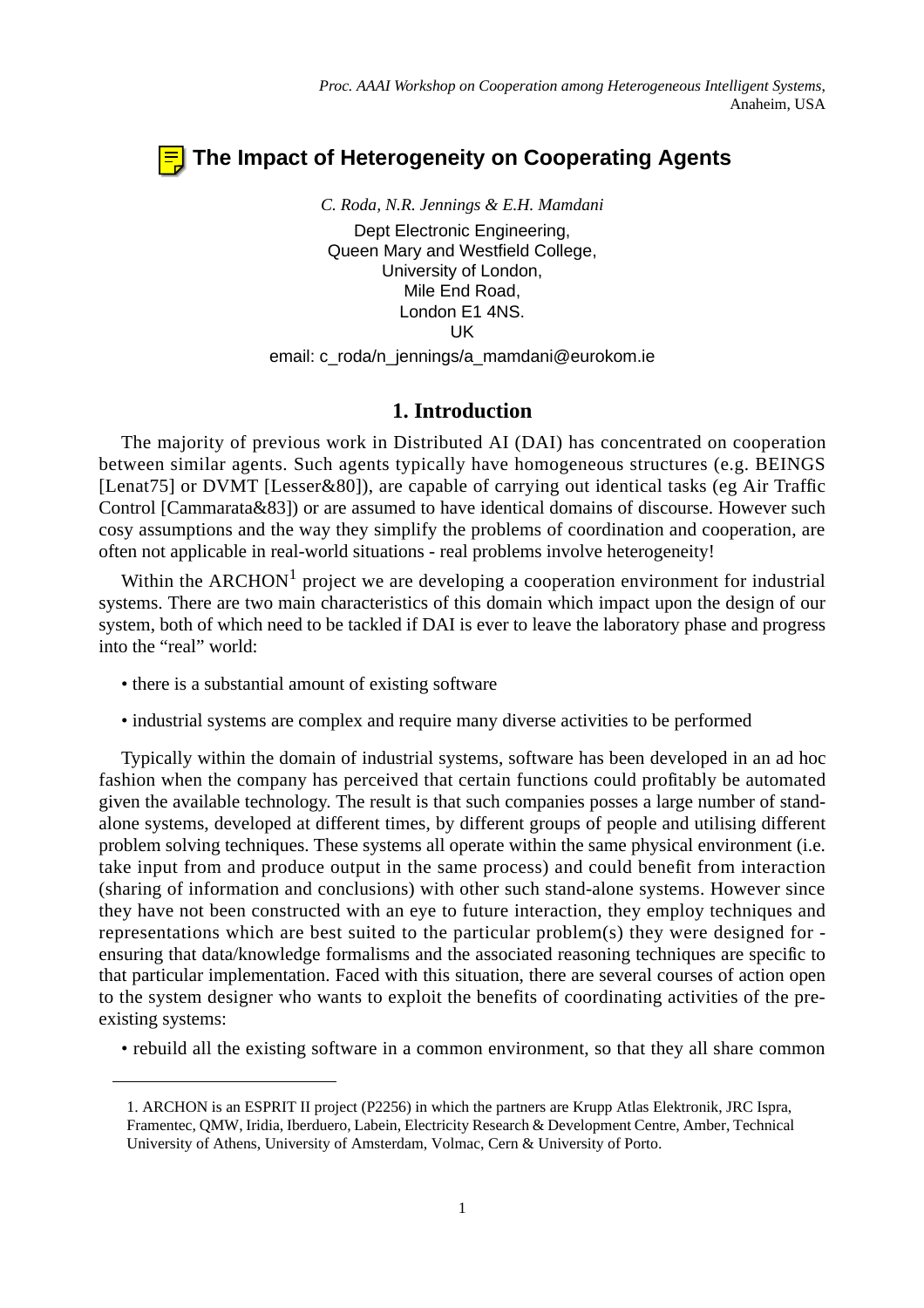*Proc. AAAI Workshop on Cooperation among Heterogeneous Intelligent Systems,* Anaheim, USA

# The Impact of Heterogeneity on Cooperating Agents

*C. Roda, N.R. Jennings & E.H. Mamdani*

Dept Electronic Engineering,
Queen Mary and Westfield College,
University of London,
Mile End Road,
London E1 4NS.
UK

email: c_roda/n_jennings/a_mamdani@eurokom.ie

## 1. Introduction

The majority of previous work in Distributed AI (DAI) has concentrated on cooperation between similar agents. Such agents typically have homogeneous structures (e.g. BEINGS [Lenat75] or DVMT [Lesser&80]), are capable of carrying out identical tasks (eg Air Traffic Control [Cammarata&83]) or are assumed to have identical domains of discourse. However such cosy assumptions and the way they simplify the problems of coordination and cooperation, are often not applicable in real-world situations - real problems involve heterogeneity!

Within the ARCHON[1] project we are developing a cooperation environment for industrial systems. There are two main characteristics of this domain which impact upon the design of our system, both of which need to be tackled if DAI is ever to leave the laboratory phase and progress into the "real" world:

- there is a substantial amount of existing software
- industrial systems are complex and require many diverse activities to be performed

Typically within the domain of industrial systems, software has been developed in an ad hoc fashion when the company has perceived that certain functions could profitably be automated given the available technology. The result is that such companies posses a large number of stand-alone systems, developed at different times, by different groups of people and utilising different problem solving techniques. These systems all operate within the same physical environment (i.e. take input from and produce output in the same process) and could benefit from interaction (sharing of information and conclusions) with other such stand-alone systems. However since they have not been constructed with an eye to future interaction, they employ techniques and representations which are best suited to the particular problem(s) they were designed for - ensuring that data/knowledge formalisms and the associated reasoning techniques are specific to that particular implementation. Faced with this situation, there are several courses of action open to the system designer who wants to exploit the benefits of coordinating activities of the pre-existing systems:

- rebuild all the existing software in a common environment, so that they all share common

---

1. ARCHON is an ESPRIT II project (P2256) in which the partners are Krupp Atlas Elektronik, JRC Ispra, Framentec, QMW, Iridia, Iberduero, Labein, Electricity Research & Development Centre, Amber, Technical University of Athens, University of Amsterdam, Volmac, Cern & University of Porto.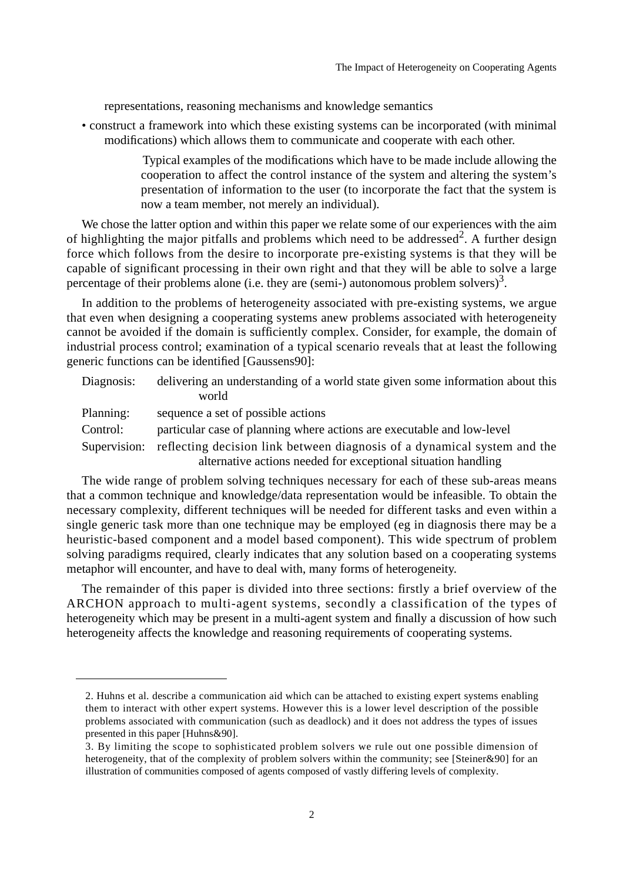representations, reasoning mechanisms and knowledge semantics

- construct a framework into which these existing systems can be incorporated (with minimal modifications) which allows them to communicate and cooperate with each other.

> Typical examples of the modifications which have to be made include allowing the cooperation to affect the control instance of the system and altering the system's presentation of information to the user (to incorporate the fact that the system is now a team member, not merely an individual).

We chose the latter option and within this paper we relate some of our experiences with the aim of highlighting the major pitfalls and problems which need to be addressed[2]. A further design force which follows from the desire to incorporate pre-existing systems is that they will be capable of significant processing in their own right and that they will be able to solve a large percentage of their problems alone (i.e. they are (semi-) autonomous problem solvers)[3].

In addition to the problems of heterogeneity associated with pre-existing systems, we argue that even when designing a cooperating systems anew problems associated with heterogeneity cannot be avoided if the domain is sufficiently complex. Consider, for example, the domain of industrial process control; examination of a typical scenario reveals that at least the following generic functions can be identified [Gaussens90]:

- Diagnosis: delivering an understanding of a world state given some information about this world
- Planning: sequence a set of possible actions
- Control: particular case of planning where actions are executable and low-level
- Supervision: reflecting decision link between diagnosis of a dynamical system and the alternative actions needed for exceptional situation handling

The wide range of problem solving techniques necessary for each of these sub-areas means that a common technique and knowledge/data representation would be infeasible. To obtain the necessary complexity, different techniques will be needed for different tasks and even within a single generic task more than one technique may be employed (eg in diagnosis there may be a heuristic-based component and a model based component). This wide spectrum of problem solving paradigms required, clearly indicates that any solution based on a cooperating systems metaphor will encounter, and have to deal with, many forms of heterogeneity.

The remainder of this paper is divided into three sections: firstly a brief overview of the ARCHON approach to multi-agent systems, secondly a classification of the types of heterogeneity which may be present in a multi-agent system and finally a discussion of how such heterogeneity affects the knowledge and reasoning requirements of cooperating systems.

---

2. Huhns et al. describe a communication aid which can be attached to existing expert systems enabling them to interact with other expert systems. However this is a lower level description of the possible problems associated with communication (such as deadlock) and it does not address the types of issues presented in this paper [Huhns&90].

3. By limiting the scope to sophisticated problem solvers we rule out one possible dimension of heterogeneity, that of the complexity of problem solvers within the community; see [Steiner&90] for an illustration of communities composed of agents composed of vastly differing levels of complexity.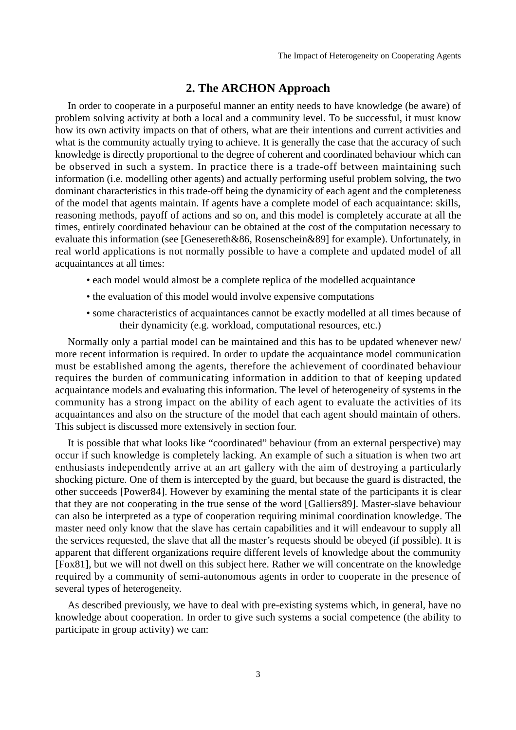## 2. The ARCHON Approach

In order to cooperate in a purposeful manner an entity needs to have knowledge (be aware) of problem solving activity at both a local and a community level. To be successful, it must know how its own activity impacts on that of others, what are their intentions and current activities and what is the community actually trying to achieve. It is generally the case that the accuracy of such knowledge is directly proportional to the degree of coherent and coordinated behaviour which can be observed in such a system. In practice there is a trade-off between maintaining such information (i.e. modelling other agents) and actually performing useful problem solving, the two dominant characteristics in this trade-off being the dynamicity of each agent and the completeness of the model that agents maintain. If agents have a complete model of each acquaintance: skills, reasoning methods, payoff of actions and so on, and this model is completely accurate at all the times, entirely coordinated behaviour can be obtained at the cost of the computation necessary to evaluate this information (see [Genesereth&86, Rosenschein&89] for example). Unfortunately, in real world applications is not normally possible to have a complete and updated model of all acquaintances at all times:

- each model would almost be a complete replica of the modelled acquaintance
- the evaluation of this model would involve expensive computations
- some characteristics of acquaintances cannot be exactly modelled at all times because of their dynamicity (e.g. workload, computational resources, etc.)

Normally only a partial model can be maintained and this has to be updated whenever new/ more recent information is required. In order to update the acquaintance model communication must be established among the agents, therefore the achievement of coordinated behaviour requires the burden of communicating information in addition to that of keeping updated acquaintance models and evaluating this information. The level of heterogeneity of systems in the community has a strong impact on the ability of each agent to evaluate the activities of its acquaintances and also on the structure of the model that each agent should maintain of others. This subject is discussed more extensively in section four.

It is possible that what looks like "coordinated" behaviour (from an external perspective) may occur if such knowledge is completely lacking. An example of such a situation is when two art enthusiasts independently arrive at an art gallery with the aim of destroying a particularly shocking picture. One of them is intercepted by the guard, but because the guard is distracted, the other succeeds [Power84]. However by examining the mental state of the participants it is clear that they are not cooperating in the true sense of the word [Galliers89]. Master-slave behaviour can also be interpreted as a type of cooperation requiring minimal coordination knowledge. The master need only know that the slave has certain capabilities and it will endeavour to supply all the services requested, the slave that all the master's requests should be obeyed (if possible). It is apparent that different organizations require different levels of knowledge about the community [Fox81], but we will not dwell on this subject here. Rather we will concentrate on the knowledge required by a community of semi-autonomous agents in order to cooperate in the presence of several types of heterogeneity.

As described previously, we have to deal with pre-existing systems which, in general, have no knowledge about cooperation. In order to give such systems a social competence (the ability to participate in group activity) we can: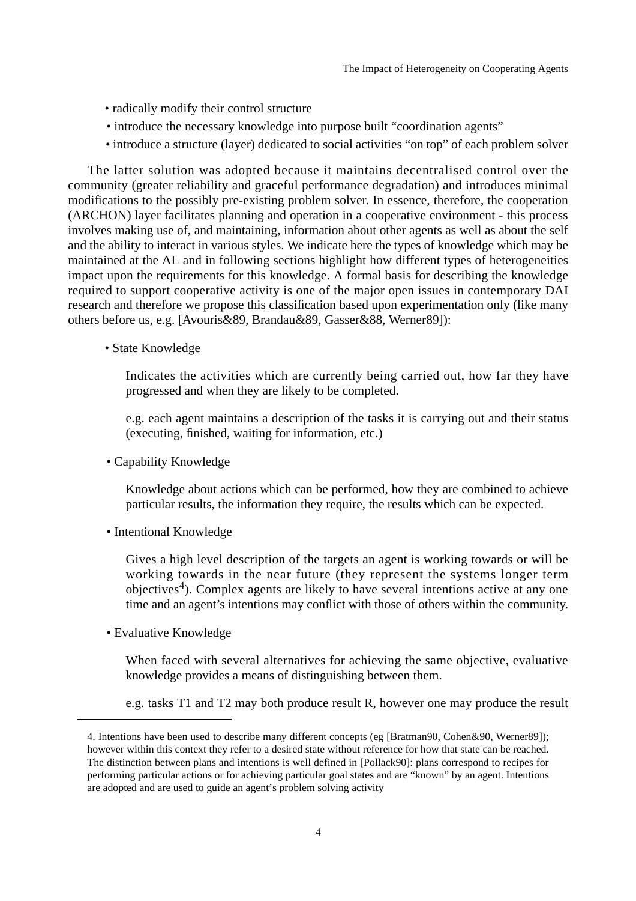- radically modify their control structure
- introduce the necessary knowledge into purpose built “coordination agents”
- introduce a structure (layer) dedicated to social activities “on top” of each problem solver

The latter solution was adopted because it maintains decentralised control over the community (greater reliability and graceful performance degradation) and introduces minimal modifications to the possibly pre-existing problem solver. In essence, therefore, the cooperation (ARCHON) layer facilitates planning and operation in a cooperative environment - this process involves making use of, and maintaining, information about other agents as well as about the self and the ability to interact in various styles. We indicate here the types of knowledge which may be maintained at the AL and in following sections highlight how different types of heterogeneities impact upon the requirements for this knowledge. A formal basis for describing the knowledge required to support cooperative activity is one of the major open issues in contemporary DAI research and therefore we propose this classification based upon experimentation only (like many others before us, e.g. [Avouris&89, Brandau&89, Gasser&88, Werner89]):

- State Knowledge

  Indicates the activities which are currently being carried out, how far they have progressed and when they are likely to be completed.

  e.g. each agent maintains a description of the tasks it is carrying out and their status (executing, finished, waiting for information, etc.)

- Capability Knowledge

  Knowledge about actions which can be performed, how they are combined to achieve particular results, the information they require, the results which can be expected.

- Intentional Knowledge

  Gives a high level description of the targets an agent is working towards or will be working towards in the near future (they represent the systems longer term objectives[4]). Complex agents are likely to have several intentions active at any one time and an agent’s intentions may conflict with those of others within the community.

- Evaluative Knowledge

  When faced with several alternatives for achieving the same objective, evaluative knowledge provides a means of distinguishing between them.

  e.g. tasks T1 and T2 may both produce result R, however one may produce the result

---

4. Intentions have been used to describe many different concepts (eg [Bratman90, Cohen&90, Werner89]); however within this context they refer to a desired state without reference for how that state can be reached. The distinction between plans and intentions is well defined in [Pollack90]: plans correspond to recipes for performing particular actions or for achieving particular goal states and are “known” by an agent. Intentions are adopted and are used to guide an agent’s problem solving activity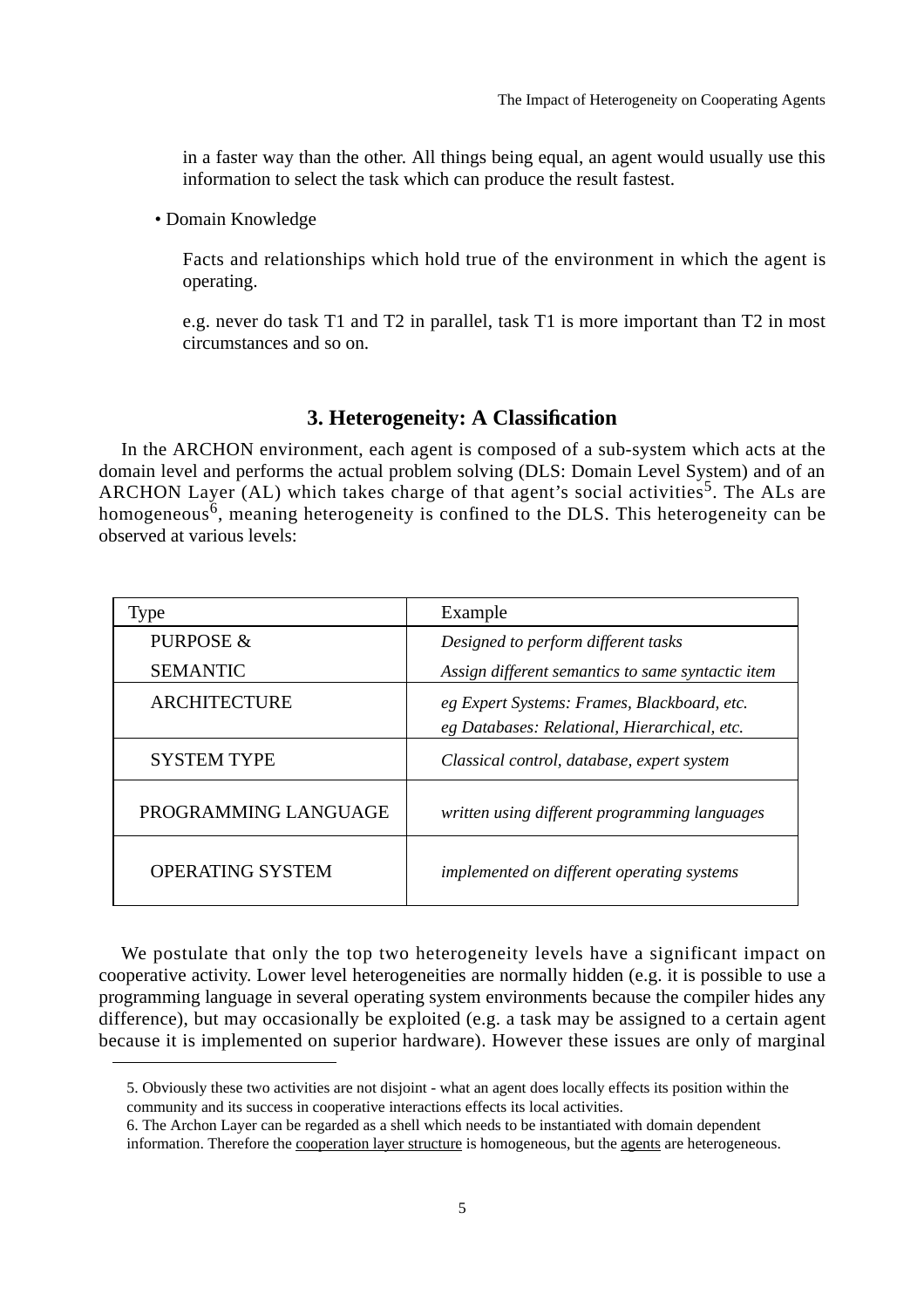in a faster way than the other. All things being equal, an agent would usually use this information to select the task which can produce the result fastest.

- Domain Knowledge

  Facts and relationships which hold true of the environment in which the agent is operating.

  e.g. never do task T1 and T2 in parallel, task T1 is more important than T2 in most circumstances and so on.

## 3. Heterogeneity: A Classification

In the ARCHON environment, each agent is composed of a sub-system which acts at the domain level and performs the actual problem solving (DLS: Domain Level System) and of an ARCHON Layer (AL) which takes charge of that agent's social activities[5]. The ALs are homogeneous[6], meaning heterogeneity is confined to the DLS. This heterogeneity can be observed at various levels:

| Type | Example |
|---|---|
| PURPOSE & | *Designed to perform different tasks* |
| SEMANTIC | *Assign different semantics to same syntactic item* |
| ARCHITECTURE | *eg Expert Systems: Frames, Blackboard, etc.*<br>*eg Databases: Relational, Hierarchical, etc.* |
| SYSTEM TYPE | *Classical control, database, expert system* |
| PROGRAMMING LANGUAGE | *written using different programming languages* |
| OPERATING SYSTEM | *implemented on different operating systems* |

We postulate that only the top two heterogeneity levels have a significant impact on cooperative activity. Lower level heterogeneities are normally hidden (e.g. it is possible to use a programming language in several operating system environments because the compiler hides any difference), but may occasionally be exploited (e.g. a task may be assigned to a certain agent because it is implemented on superior hardware). However these issues are only of marginal

---

5. Obviously these two activities are not disjoint - what an agent does locally effects its position within the community and its success in cooperative interactions effects its local activities.

6. The Archon Layer can be regarded as a shell which needs to be instantiated with domain dependent information. Therefore the <u>cooperation layer structure</u> is homogeneous, but the <u>agents</u> are heterogeneous.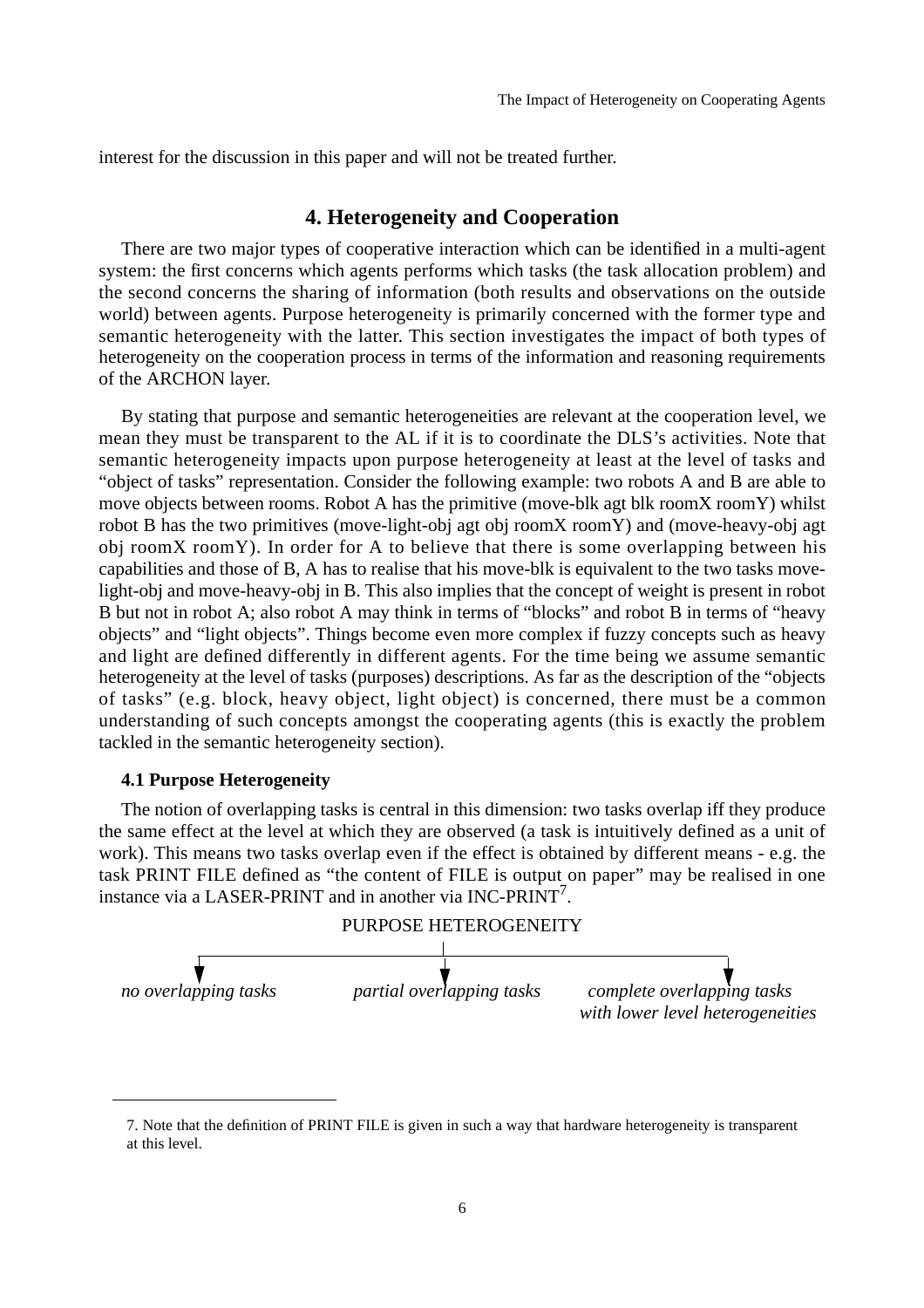interest for the discussion in this paper and will not be treated further.

## 4. Heterogeneity and Cooperation

There are two major types of cooperative interaction which can be identified in a multi-agent system: the first concerns which agents performs which tasks (the task allocation problem) and the second concerns the sharing of information (both results and observations on the outside world) between agents. Purpose heterogeneity is primarily concerned with the former type and semantic heterogeneity with the latter. This section investigates the impact of both types of heterogeneity on the cooperation process in terms of the information and reasoning requirements of the ARCHON layer.

By stating that purpose and semantic heterogeneities are relevant at the cooperation level, we mean they must be transparent to the AL if it is to coordinate the DLS's activities. Note that semantic heterogeneity impacts upon purpose heterogeneity at least at the level of tasks and "object of tasks" representation. Consider the following example: two robots A and B are able to move objects between rooms. Robot A has the primitive (move-blk agt blk roomX roomY) whilst robot B has the two primitives (move-light-obj agt obj roomX roomY) and (move-heavy-obj agt obj roomX roomY). In order for A to believe that there is some overlapping between his capabilities and those of B, A has to realise that his move-blk is equivalent to the two tasks move-light-obj and move-heavy-obj in B. This also implies that the concept of weight is present in robot B but not in robot A; also robot A may think in terms of "blocks" and robot B in terms of "heavy objects" and "light objects". Things become even more complex if fuzzy concepts such as heavy and light are defined differently in different agents. For the time being we assume semantic heterogeneity at the level of tasks (purposes) descriptions. As far as the description of the "objects of tasks" (e.g. block, heavy object, light object) is concerned, there must be a common understanding of such concepts amongst the cooperating agents (this is exactly the problem tackled in the semantic heterogeneity section).

### 4.1 Purpose Heterogeneity

The notion of overlapping tasks is central in this dimension: two tasks overlap iff they produce the same effect at the level at which they are observed (a task is intuitively defined as a unit of work). This means two tasks overlap even if the effect is obtained by different means - e.g. the task PRINT FILE defined as "the content of FILE is output on paper" may be realised in one instance via a LASER-PRINT and in another via INC-PRINT[7].

PURPOSE HETEROGENEITY

- *no overlapping tasks*
- *partial overlapping tasks*
- *complete overlapping tasks with lower level heterogeneities*

---

7. Note that the definition of PRINT FILE is given in such a way that hardware heterogeneity is transparent at this level.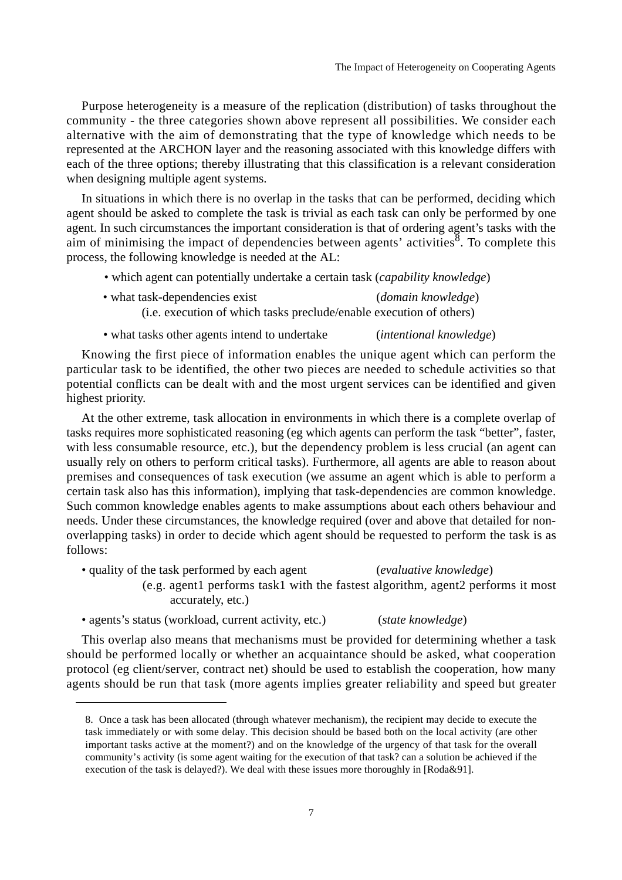Purpose heterogeneity is a measure of the replication (distribution) of tasks throughout the community - the three categories shown above represent all possibilities. We consider each alternative with the aim of demonstrating that the type of knowledge which needs to be represented at the ARCHON layer and the reasoning associated with this knowledge differs with each of the three options; thereby illustrating that this classification is a relevant consideration when designing multiple agent systems.

In situations in which there is no overlap in the tasks that can be performed, deciding which agent should be asked to complete the task is trivial as each task can only be performed by one agent. In such circumstances the important consideration is that of ordering agent's tasks with the aim of minimising the impact of dependencies between agents' activities[8]. To complete this process, the following knowledge is needed at the AL:

- which agent can potentially undertake a certain task (*capability knowledge*)
- what task-dependencies exist (*domain knowledge*)
  (i.e. execution of which tasks preclude/enable execution of others)
- what tasks other agents intend to undertake (*intentional knowledge*)

Knowing the first piece of information enables the unique agent which can perform the particular task to be identified, the other two pieces are needed to schedule activities so that potential conflicts can be dealt with and the most urgent services can be identified and given highest priority.

At the other extreme, task allocation in environments in which there is a complete overlap of tasks requires more sophisticated reasoning (eg which agents can perform the task "better", faster, with less consumable resource, etc.), but the dependency problem is less crucial (an agent can usually rely on others to perform critical tasks). Furthermore, all agents are able to reason about premises and consequences of task execution (we assume an agent which is able to perform a certain task also has this information), implying that task-dependencies are common knowledge. Such common knowledge enables agents to make assumptions about each others behaviour and needs. Under these circumstances, the knowledge required (over and above that detailed for non-overlapping tasks) in order to decide which agent should be requested to perform the task is as follows:

- quality of the task performed by each agent (*evaluative knowledge*)
  (e.g. agent1 performs task1 with the fastest algorithm, agent2 performs it most accurately, etc.)
- agents's status (workload, current activity, etc.) (*state knowledge*)

This overlap also means that mechanisms must be provided for determining whether a task should be performed locally or whether an acquaintance should be asked, what cooperation protocol (eg client/server, contract net) should be used to establish the cooperation, how many agents should be run that task (more agents implies greater reliability and speed but greater

---

8. Once a task has been allocated (through whatever mechanism), the recipient may decide to execute the task immediately or with some delay. This decision should be based both on the local activity (are other important tasks active at the moment?) and on the knowledge of the urgency of that task for the overall community's activity (is some agent waiting for the execution of that task? can a solution be achieved if the execution of the task is delayed?). We deal with these issues more thoroughly in [Roda&91].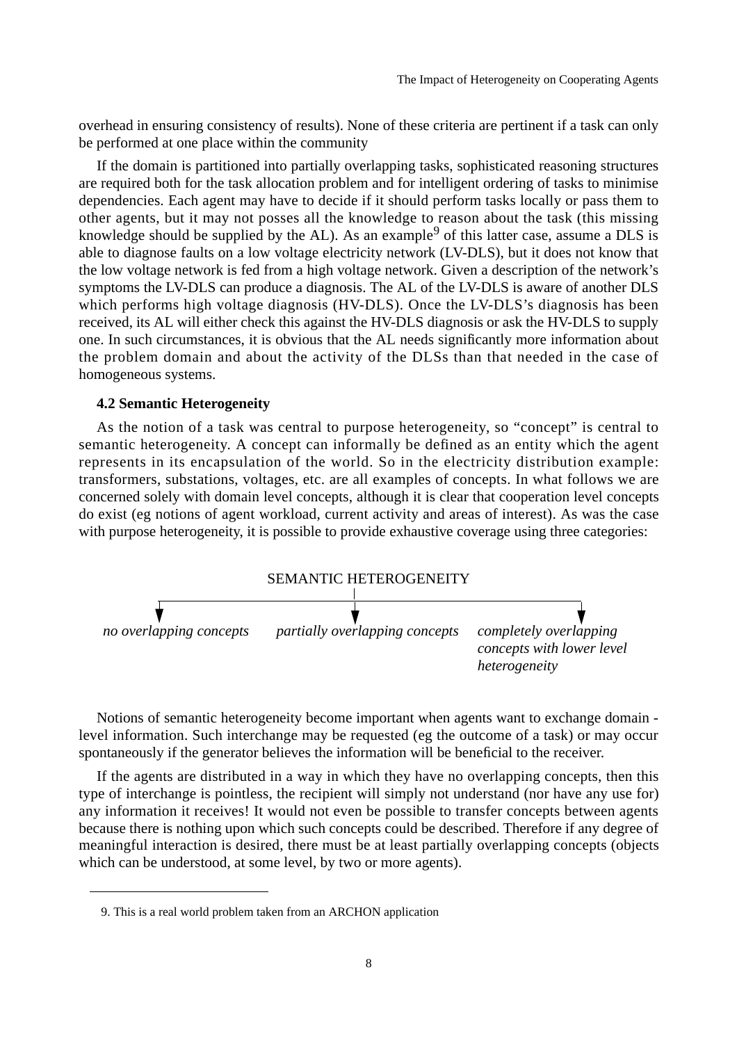overhead in ensuring consistency of results). None of these criteria are pertinent if a task can only be performed at one place within the community

If the domain is partitioned into partially overlapping tasks, sophisticated reasoning structures are required both for the task allocation problem and for intelligent ordering of tasks to minimise dependencies. Each agent may have to decide if it should perform tasks locally or pass them to other agents, but it may not posses all the knowledge to reason about the task (this missing knowledge should be supplied by the AL). As an example[9] of this latter case, assume a DLS is able to diagnose faults on a low voltage electricity network (LV-DLS), but it does not know that the low voltage network is fed from a high voltage network. Given a description of the network's symptoms the LV-DLS can produce a diagnosis. The AL of the LV-DLS is aware of another DLS which performs high voltage diagnosis (HV-DLS). Once the LV-DLS's diagnosis has been received, its AL will either check this against the HV-DLS diagnosis or ask the HV-DLS to supply one. In such circumstances, it is obvious that the AL needs significantly more information about the problem domain and about the activity of the DLSs than that needed in the case of homogeneous systems.

### 4.2 Semantic Heterogeneity

As the notion of a task was central to purpose heterogeneity, so "concept" is central to semantic heterogeneity. A concept can informally be defined as an entity which the agent represents in its encapsulation of the world. So in the electricity distribution example: transformers, substations, voltages, etc. are all examples of concepts. In what follows we are concerned solely with domain level concepts, although it is clear that cooperation level concepts do exist (eg notions of agent workload, current activity and areas of interest). As was the case with purpose heterogeneity, it is possible to provide exhaustive coverage using three categories:

SEMANTIC HETEROGENEITY
- *no overlapping concepts*
- *partially overlapping concepts*
- *completely overlapping concepts with lower level heterogeneity*

Notions of semantic heterogeneity become important when agents want to exchange domain - level information. Such interchange may be requested (eg the outcome of a task) or may occur spontaneously if the generator believes the information will be beneficial to the receiver.

If the agents are distributed in a way in which they have no overlapping concepts, then this type of interchange is pointless, the recipient will simply not understand (nor have any use for) any information it receives! It would not even be possible to transfer concepts between agents because there is nothing upon which such concepts could be described. Therefore if any degree of meaningful interaction is desired, there must be at least partially overlapping concepts (objects which can be understood, at some level, by two or more agents).

9. This is a real world problem taken from an ARCHON application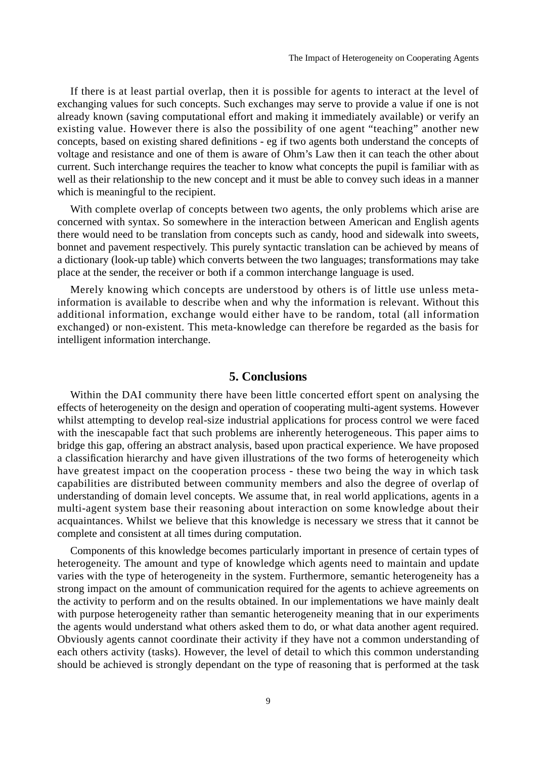If there is at least partial overlap, then it is possible for agents to interact at the level of exchanging values for such concepts. Such exchanges may serve to provide a value if one is not already known (saving computational effort and making it immediately available) or verify an existing value. However there is also the possibility of one agent "teaching" another new concepts, based on existing shared definitions - eg if two agents both understand the concepts of voltage and resistance and one of them is aware of Ohm's Law then it can teach the other about current. Such interchange requires the teacher to know what concepts the pupil is familiar with as well as their relationship to the new concept and it must be able to convey such ideas in a manner which is meaningful to the recipient.

With complete overlap of concepts between two agents, the only problems which arise are concerned with syntax. So somewhere in the interaction between American and English agents there would need to be translation from concepts such as candy, hood and sidewalk into sweets, bonnet and pavement respectively. This purely syntactic translation can be achieved by means of a dictionary (look-up table) which converts between the two languages; transformations may take place at the sender, the receiver or both if a common interchange language is used.

Merely knowing which concepts are understood by others is of little use unless meta-information is available to describe when and why the information is relevant. Without this additional information, exchange would either have to be random, total (all information exchanged) or non-existent. This meta-knowledge can therefore be regarded as the basis for intelligent information interchange.

## 5. Conclusions

Within the DAI community there have been little concerted effort spent on analysing the effects of heterogeneity on the design and operation of cooperating multi-agent systems. However whilst attempting to develop real-size industrial applications for process control we were faced with the inescapable fact that such problems are inherently heterogeneous. This paper aims to bridge this gap, offering an abstract analysis, based upon practical experience. We have proposed a classification hierarchy and have given illustrations of the two forms of heterogeneity which have greatest impact on the cooperation process - these two being the way in which task capabilities are distributed between community members and also the degree of overlap of understanding of domain level concepts. We assume that, in real world applications, agents in a multi-agent system base their reasoning about interaction on some knowledge about their acquaintances. Whilst we believe that this knowledge is necessary we stress that it cannot be complete and consistent at all times during computation.

Components of this knowledge becomes particularly important in presence of certain types of heterogeneity. The amount and type of knowledge which agents need to maintain and update varies with the type of heterogeneity in the system. Furthermore, semantic heterogeneity has a strong impact on the amount of communication required for the agents to achieve agreements on the activity to perform and on the results obtained. In our implementations we have mainly dealt with purpose heterogeneity rather than semantic heterogeneity meaning that in our experiments the agents would understand what others asked them to do, or what data another agent required. Obviously agents cannot coordinate their activity if they have not a common understanding of each others activity (tasks). However, the level of detail to which this common understanding should be achieved is strongly dependant on the type of reasoning that is performed at the task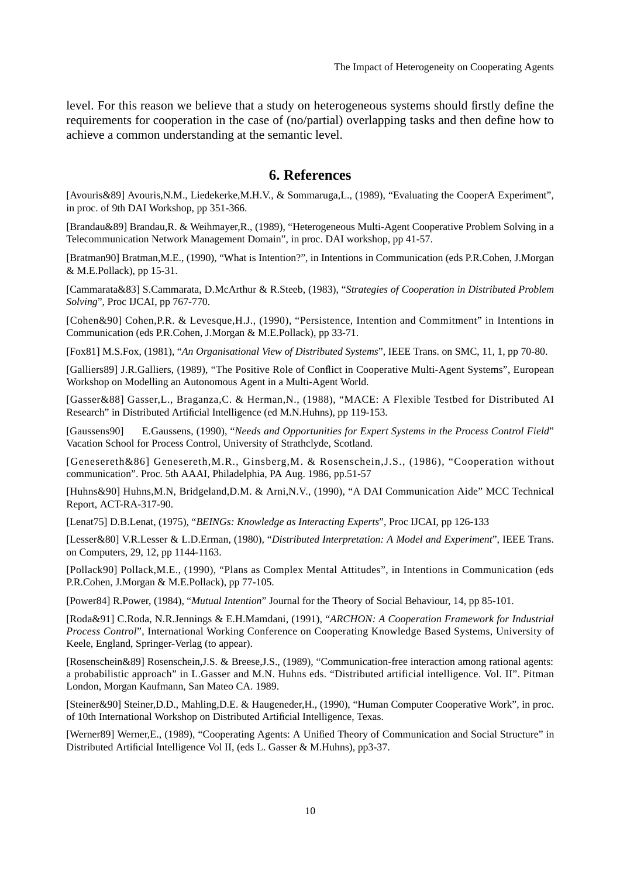level. For this reason we believe that a study on heterogeneous systems should firstly define the requirements for cooperation in the case of (no/partial) overlapping tasks and then define how to achieve a common understanding at the semantic level.

## 6. References

[Avouris&89] Avouris,N.M., Liedekerke,M.H.V., & Sommaruga,L., (1989), "Evaluating the CooperA Experiment", in proc. of 9th DAI Workshop, pp 351-366.

[Brandau&89] Brandau,R. & Weihmayer,R., (1989), "Heterogeneous Multi-Agent Cooperative Problem Solving in a Telecommunication Network Management Domain", in proc. DAI workshop, pp 41-57.

[Bratman90] Bratman,M.E., (1990), "What is Intention?", in Intentions in Communication (eds P.R.Cohen, J.Morgan & M.E.Pollack), pp 15-31.

[Cammarata&83] S.Cammarata, D.McArthur & R.Steeb, (1983), "*Strategies of Cooperation in Distributed Problem Solving*", Proc IJCAI, pp 767-770.

[Cohen&90] Cohen,P.R. & Levesque,H.J., (1990), "Persistence, Intention and Commitment" in Intentions in Communication (eds P.R.Cohen, J.Morgan & M.E.Pollack), pp 33-71.

[Fox81] M.S.Fox, (1981), "*An Organisational View of Distributed Systems*", IEEE Trans. on SMC, 11, 1, pp 70-80.

[Galliers89] J.R.Galliers, (1989), "The Positive Role of Conflict in Cooperative Multi-Agent Systems", European Workshop on Modelling an Autonomous Agent in a Multi-Agent World.

[Gasser&88] Gasser,L., Braganza,C. & Herman,N., (1988), "MACE: A Flexible Testbed for Distributed AI Research" in Distributed Artificial Intelligence (ed M.N.Huhns), pp 119-153.

[Gaussens90] E.Gaussens, (1990), "*Needs and Opportunities for Expert Systems in the Process Control Field*" Vacation School for Process Control, University of Strathclyde, Scotland.

[Genesereth&86] Genesereth,M.R., Ginsberg,M. & Rosenschein,J.S., (1986), "Cooperation without communication". Proc. 5th AAAI, Philadelphia, PA Aug. 1986, pp.51-57

[Huhns&90] Huhns,M.N, Bridgeland,D.M. & Arni,N.V., (1990), "A DAI Communication Aide" MCC Technical Report, ACT-RA-317-90.

[Lenat75] D.B.Lenat, (1975), "*BEINGs: Knowledge as Interacting Experts*", Proc IJCAI, pp 126-133

[Lesser&80] V.R.Lesser & L.D.Erman, (1980), "*Distributed Interpretation: A Model and Experiment*", IEEE Trans. on Computers, 29, 12, pp 1144-1163.

[Pollack90] Pollack,M.E., (1990), "Plans as Complex Mental Attitudes", in Intentions in Communication (eds P.R.Cohen, J.Morgan & M.E.Pollack), pp 77-105.

[Power84] R.Power, (1984), "*Mutual Intention*" Journal for the Theory of Social Behaviour, 14, pp 85-101.

[Roda&91] C.Roda, N.R.Jennings & E.H.Mamdani, (1991), "*ARCHON: A Cooperation Framework for Industrial Process Control*", International Working Conference on Cooperating Knowledge Based Systems, University of Keele, England, Springer-Verlag (to appear).

[Rosenschein&89] Rosenschein,J.S. & Breese,J.S., (1989), "Communication-free interaction among rational agents: a probabilistic approach" in L.Gasser and M.N. Huhns eds. "Distributed artificial intelligence. Vol. II". Pitman London, Morgan Kaufmann, San Mateo CA. 1989.

[Steiner&90] Steiner,D.D., Mahling,D.E. & Haugeneder,H., (1990), "Human Computer Cooperative Work", in proc. of 10th International Workshop on Distributed Artificial Intelligence, Texas.

[Werner89] Werner,E., (1989), "Cooperating Agents: A Unified Theory of Communication and Social Structure" in Distributed Artificial Intelligence Vol II, (eds L. Gasser & M.Huhns), pp3-37.